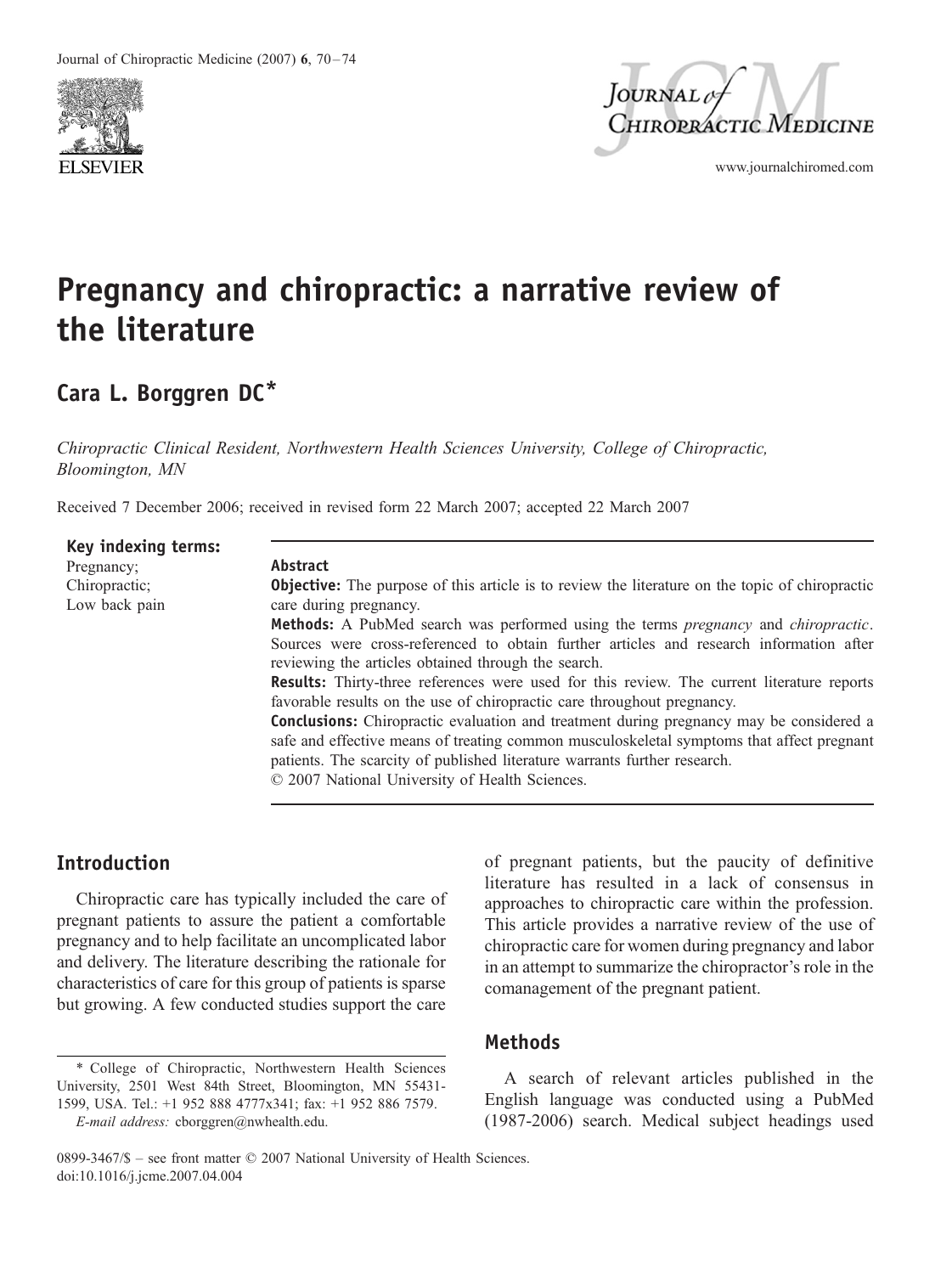# Pregnancy and chiropractic: a narrative review of the literature

**Cara L. Borggren DC***

*Chiropractic Clinical Resident, Northwestern Health Sciences University, College of Chiropractic, Bloomington, MN*

Received 7 December 2006; received in revised form 22 March 2007; accepted 22 March 2007

**Key indexing terms:**
Pregnancy;
Chiropractic;
Low back pain

**Abstract**

**Objective:** The purpose of this article is to review the literature on the topic of chiropractic care during pregnancy.

**Methods:** A PubMed search was performed using the terms *pregnancy* and *chiropractic*. Sources were cross-referenced to obtain further articles and research information after reviewing the articles obtained through the search.

**Results:** Thirty-three references were used for this review. The current literature reports favorable results on the use of chiropractic care throughout pregnancy.

**Conclusions:** Chiropractic evaluation and treatment during pregnancy may be considered a safe and effective means of treating common musculoskeletal symptoms that affect pregnant patients. The scarcity of published literature warrants further research.

© 2007 National University of Health Sciences.

## Introduction

Chiropractic care has typically included the care of pregnant patients to assure the patient a comfortable pregnancy and to help facilitate an uncomplicated labor and delivery. The literature describing the rationale for characteristics of care for this group of patients is sparse but growing. A few conducted studies support the care of pregnant patients, but the paucity of definitive literature has resulted in a lack of consensus in approaches to chiropractic care within the profession. This article provides a narrative review of the use of chiropractic care for women during pregnancy and labor in an attempt to summarize the chiropractor's role in the comanagement of the pregnant patient.

## Methods

A search of relevant articles published in the English language was conducted using a PubMed (1987-2006) search. Medical subject headings used

* College of Chiropractic, Northwestern Health Sciences University, 2501 West 84th Street, Bloomington, MN 55431-1599, USA. Tel.: +1 952 888 4777x341; fax: +1 952 886 7579.
*E-mail address:* cborggren@nwhealth.edu.

0899-3467/$ – see front matter © 2007 National University of Health Sciences.
doi:10.1016/j.jcme.2007.04.004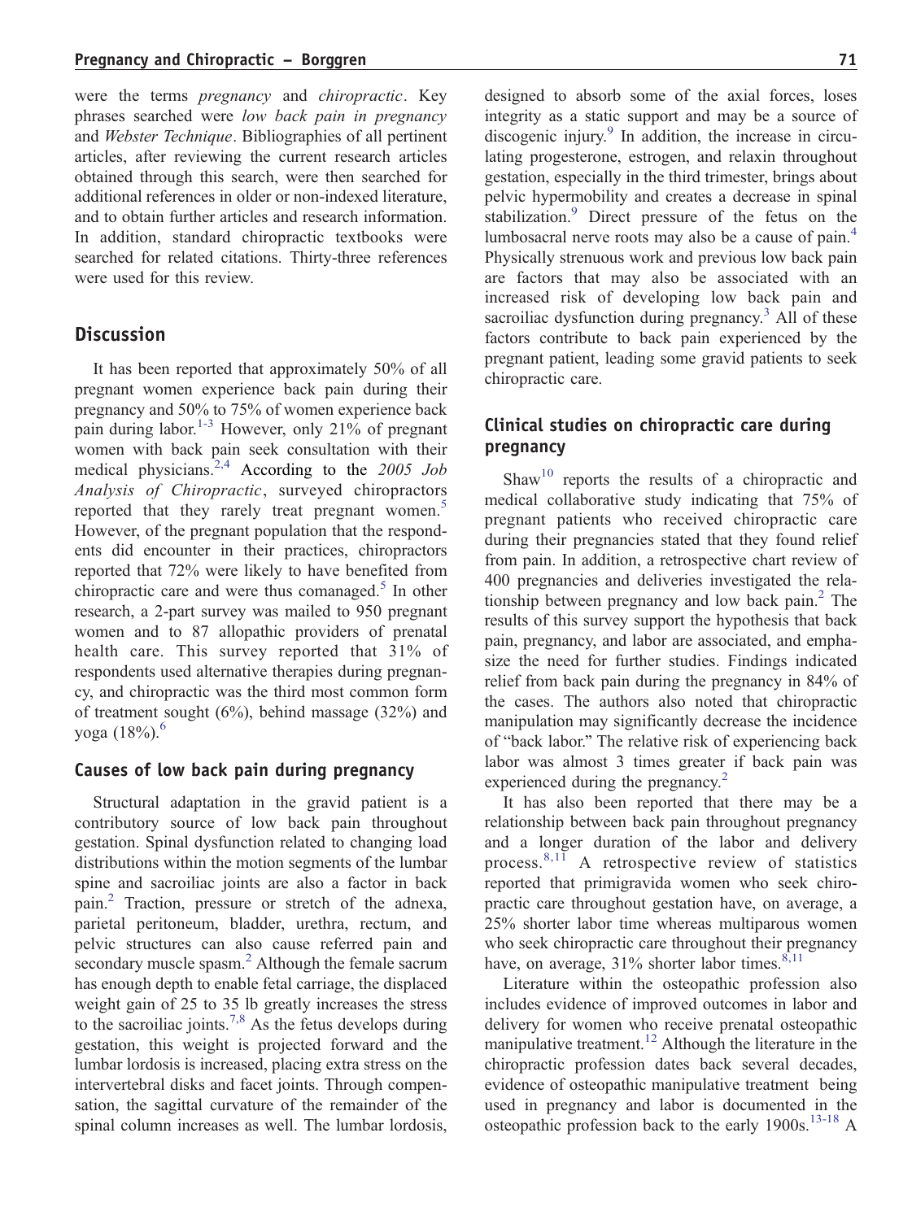were the terms *pregnancy* and *chiropractic*. Key phrases searched were *low back pain in pregnancy* and *Webster Technique*. Bibliographies of all pertinent articles, after reviewing the current research articles obtained through this search, were then searched for additional references in older or non-indexed literature, and to obtain further articles and research information. In addition, standard chiropractic textbooks were searched for related citations. Thirty-three references were used for this review.

## Discussion

It has been reported that approximately 50% of all pregnant women experience back pain during their pregnancy and 50% to 75% of women experience back pain during labor.[1-3] However, only 21% of pregnant women with back pain seek consultation with their medical physicians.[2,4] According to the *2005 Job Analysis of Chiropractic*, surveyed chiropractors reported that they rarely treat pregnant women.[5] However, of the pregnant population that the respondents did encounter in their practices, chiropractors reported that 72% were likely to have benefited from chiropractic care and were thus comanaged.[5] In other research, a 2-part survey was mailed to 950 pregnant women and to 87 allopathic providers of prenatal health care. This survey reported that 31% of respondents used alternative therapies during pregnancy, and chiropractic was the third most common form of treatment sought (6%), behind massage (32%) and yoga (18%).[6]

### Causes of low back pain during pregnancy

Structural adaptation in the gravid patient is a contributory source of low back pain throughout gestation. Spinal dysfunction related to changing load distributions within the motion segments of the lumbar spine and sacroiliac joints are also a factor in back pain.[2] Traction, pressure or stretch of the adnexa, parietal peritoneum, bladder, urethra, rectum, and pelvic structures can also cause referred pain and secondary muscle spasm.[2] Although the female sacrum has enough depth to enable fetal carriage, the displaced weight gain of 25 to 35 lb greatly increases the stress to the sacroiliac joints.[7,8] As the fetus develops during gestation, this weight is projected forward and the lumbar lordosis is increased, placing extra stress on the intervertebral disks and facet joints. Through compensation, the sagittal curvature of the remainder of the spinal column increases as well. The lumbar lordosis, designed to absorb some of the axial forces, loses integrity as a static support and may be a source of discogenic injury.[9] In addition, the increase in circulating progesterone, estrogen, and relaxin throughout gestation, especially in the third trimester, brings about pelvic hypermobility and creates a decrease in spinal stabilization.[9] Direct pressure of the fetus on the lumbosacral nerve roots may also be a cause of pain.[4] Physically strenuous work and previous low back pain are factors that may also be associated with an increased risk of developing low back pain and sacroiliac dysfunction during pregnancy.[3] All of these factors contribute to back pain experienced by the pregnant patient, leading some gravid patients to seek chiropractic care.

### Clinical studies on chiropractic care during pregnancy

Shaw[10] reports the results of a chiropractic and medical collaborative study indicating that 75% of pregnant patients who received chiropractic care during their pregnancies stated that they found relief from pain. In addition, a retrospective chart review of 400 pregnancies and deliveries investigated the relationship between pregnancy and low back pain.[2] The results of this survey support the hypothesis that back pain, pregnancy, and labor are associated, and emphasize the need for further studies. Findings indicated relief from back pain during the pregnancy in 84% of the cases. The authors also noted that chiropractic manipulation may significantly decrease the incidence of "back labor." The relative risk of experiencing back labor was almost 3 times greater if back pain was experienced during the pregnancy.[2]

It has also been reported that there may be a relationship between back pain throughout pregnancy and a longer duration of the labor and delivery process.[8,11] A retrospective review of statistics reported that primigravida women who seek chiropractic care throughout gestation have, on average, a 25% shorter labor time whereas multiparous women who seek chiropractic care throughout their pregnancy have, on average, 31% shorter labor times.[8,11]

Literature within the osteopathic profession also includes evidence of improved outcomes in labor and delivery for women who receive prenatal osteopathic manipulative treatment.[12] Although the literature in the chiropractic profession dates back several decades, evidence of osteopathic manipulative treatment being used in pregnancy and labor is documented in the osteopathic profession back to the early 1900s.[13-18] A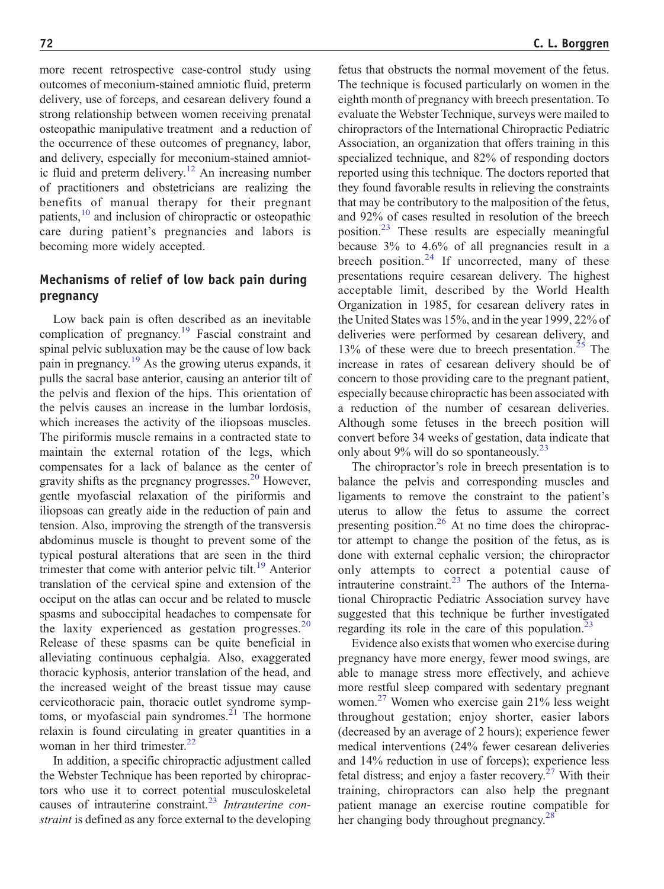more recent retrospective case-control study using outcomes of meconium-stained amniotic fluid, preterm delivery, use of forceps, and cesarean delivery found a strong relationship between women receiving prenatal osteopathic manipulative treatment and a reduction of the occurrence of these outcomes of pregnancy, labor, and delivery, especially for meconium-stained amniotic fluid and preterm delivery.[12] An increasing number of practitioners and obstetricians are realizing the benefits of manual therapy for their pregnant patients,[10] and inclusion of chiropractic or osteopathic care during patient's pregnancies and labors is becoming more widely accepted.

## Mechanisms of relief of low back pain during pregnancy

Low back pain is often described as an inevitable complication of pregnancy.[19] Fascial constraint and spinal pelvic subluxation may be the cause of low back pain in pregnancy.[19] As the growing uterus expands, it pulls the sacral base anterior, causing an anterior tilt of the pelvis and flexion of the hips. This orientation of the pelvis causes an increase in the lumbar lordosis, which increases the activity of the iliopsoas muscles. The piriformis muscle remains in a contracted state to maintain the external rotation of the legs, which compensates for a lack of balance as the center of gravity shifts as the pregnancy progresses.[20] However, gentle myofascial relaxation of the piriformis and iliopsoas can greatly aide in the reduction of pain and tension. Also, improving the strength of the transversis abdominus muscle is thought to prevent some of the typical postural alterations that are seen in the third trimester that come with anterior pelvic tilt.[19] Anterior translation of the cervical spine and extension of the occiput on the atlas can occur and be related to muscle spasms and suboccipital headaches to compensate for the laxity experienced as gestation progresses.[20] Release of these spasms can be quite beneficial in alleviating continuous cephalgia. Also, exaggerated thoracic kyphosis, anterior translation of the head, and the increased weight of the breast tissue may cause cervicothoracic pain, thoracic outlet syndrome symptoms, or myofascial pain syndromes.[21] The hormone relaxin is found circulating in greater quantities in a woman in her third trimester.[22]

In addition, a specific chiropractic adjustment called the Webster Technique has been reported by chiropractors who use it to correct potential musculoskeletal causes of intrauterine constraint.[23] *Intrauterine constraint* is defined as any force external to the developing fetus that obstructs the normal movement of the fetus. The technique is focused particularly on women in the eighth month of pregnancy with breech presentation. To evaluate the Webster Technique, surveys were mailed to chiropractors of the International Chiropractic Pediatric Association, an organization that offers training in this specialized technique, and 82% of responding doctors reported using this technique. The doctors reported that they found favorable results in relieving the constraints that may be contributory to the malposition of the fetus, and 92% of cases resulted in resolution of the breech position.[23] These results are especially meaningful because 3% to 4.6% of all pregnancies result in a breech position.[24] If uncorrected, many of these presentations require cesarean delivery. The highest acceptable limit, described by the World Health Organization in 1985, for cesarean delivery rates in the United States was 15%, and in the year 1999, 22% of deliveries were performed by cesarean delivery, and 13% of these were due to breech presentation.[25] The increase in rates of cesarean delivery should be of concern to those providing care to the pregnant patient, especially because chiropractic has been associated with a reduction of the number of cesarean deliveries. Although some fetuses in the breech position will convert before 34 weeks of gestation, data indicate that only about 9% will do so spontaneously.[23]

The chiropractor's role in breech presentation is to balance the pelvis and corresponding muscles and ligaments to remove the constraint to the patient's uterus to allow the fetus to assume the correct presenting position.[26] At no time does the chiropractor attempt to change the position of the fetus, as is done with external cephalic version; the chiropractor only attempts to correct a potential cause of intrauterine constraint.[23] The authors of the International Chiropractic Pediatric Association survey have suggested that this technique be further investigated regarding its role in the care of this population.[23]

Evidence also exists that women who exercise during pregnancy have more energy, fewer mood swings, are able to manage stress more effectively, and achieve more restful sleep compared with sedentary pregnant women.[27] Women who exercise gain 21% less weight throughout gestation; enjoy shorter, easier labors (decreased by an average of 2 hours); experience fewer medical interventions (24% fewer cesarean deliveries and 14% reduction in use of forceps); experience less fetal distress; and enjoy a faster recovery.[27] With their training, chiropractors can also help the pregnant patient manage an exercise routine compatible for her changing body throughout pregnancy.[28]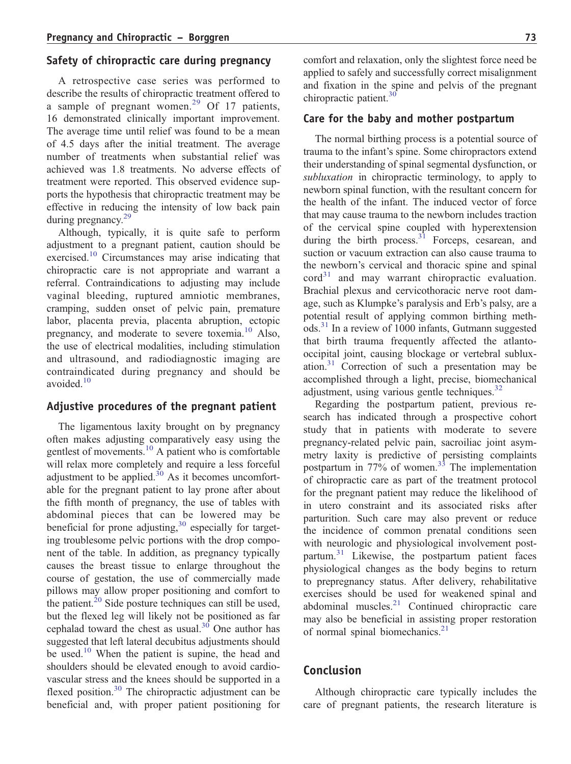## Safety of chiropractic care during pregnancy

A retrospective case series was performed to describe the results of chiropractic treatment offered to a sample of pregnant women.[29] Of 17 patients, 16 demonstrated clinically important improvement. The average time until relief was found to be a mean of 4.5 days after the initial treatment. The average number of treatments when substantial relief was achieved was 1.8 treatments. No adverse effects of treatment were reported. This observed evidence supports the hypothesis that chiropractic treatment may be effective in reducing the intensity of low back pain during pregnancy.[29]

Although, typically, it is quite safe to perform adjustment to a pregnant patient, caution should be exercised.[10] Circumstances may arise indicating that chiropractic care is not appropriate and warrant a referral. Contraindications to adjusting may include vaginal bleeding, ruptured amniotic membranes, cramping, sudden onset of pelvic pain, premature labor, placenta previa, placenta abruption, ectopic pregnancy, and moderate to severe toxemia.[10] Also, the use of electrical modalities, including stimulation and ultrasound, and radiodiagnostic imaging are contraindicated during pregnancy and should be avoided.[10]

## Adjustive procedures of the pregnant patient

The ligamentous laxity brought on by pregnancy often makes adjusting comparatively easy using the gentlest of movements.[10] A patient who is comfortable will relax more completely and require a less forceful adjustment to be applied.[30] As it becomes uncomfortable for the pregnant patient to lay prone after about the fifth month of pregnancy, the use of tables with abdominal pieces that can be lowered may be beneficial for prone adjusting,[30] especially for targeting troublesome pelvic portions with the drop component of the table. In addition, as pregnancy typically causes the breast tissue to enlarge throughout the course of gestation, the use of commercially made pillows may allow proper positioning and comfort to the patient.[20] Side posture techniques can still be used, but the flexed leg will likely not be positioned as far cephalad toward the chest as usual.[30] One author has suggested that left lateral decubitus adjustments should be used.[10] When the patient is supine, the head and shoulders should be elevated enough to avoid cardiovascular stress and the knees should be supported in a flexed position.[30] The chiropractic adjustment can be beneficial and, with proper patient positioning for comfort and relaxation, only the slightest force need be applied to safely and successfully correct misalignment and fixation in the spine and pelvis of the pregnant chiropractic patient.[30]

## Care for the baby and mother postpartum

The normal birthing process is a potential source of trauma to the infant's spine. Some chiropractors extend their understanding of spinal segmental dysfunction, or *subluxation* in chiropractic terminology, to apply to newborn spinal function, with the resultant concern for the health of the infant. The induced vector of force that may cause trauma to the newborn includes traction of the cervical spine coupled with hyperextension during the birth process.[31] Forceps, cesarean, and suction or vacuum extraction can also cause trauma to the newborn's cervical and thoracic spine and spinal cord[31] and may warrant chiropractic evaluation. Brachial plexus and cervicothoracic nerve root damage, such as Klumpke's paralysis and Erb's palsy, are a potential result of applying common birthing methods.[31] In a review of 1000 infants, Gutmann suggested that birth trauma frequently affected the atlanto-occipital joint, causing blockage or vertebral subluxation.[31] Correction of such a presentation may be accomplished through a light, precise, biomechanical adjustment, using various gentle techniques.[32]

Regarding the postpartum patient, previous research has indicated through a prospective cohort study that in patients with moderate to severe pregnancy-related pelvic pain, sacroiliac joint asymmetry laxity is predictive of persisting complaints postpartum in 77% of women.[33] The implementation of chiropractic care as part of the treatment protocol for the pregnant patient may reduce the likelihood of in utero constraint and its associated risks after parturition. Such care may also prevent or reduce the incidence of common prenatal conditions seen with neurologic and physiological involvement postpartum.[31] Likewise, the postpartum patient faces physiological changes as the body begins to return to prepregnancy status. After delivery, rehabilitative exercises should be used for weakened spinal and abdominal muscles.[21] Continued chiropractic care may also be beneficial in assisting proper restoration of normal spinal biomechanics.[21]

# Conclusion

Although chiropractic care typically includes the care of pregnant patients, the research literature is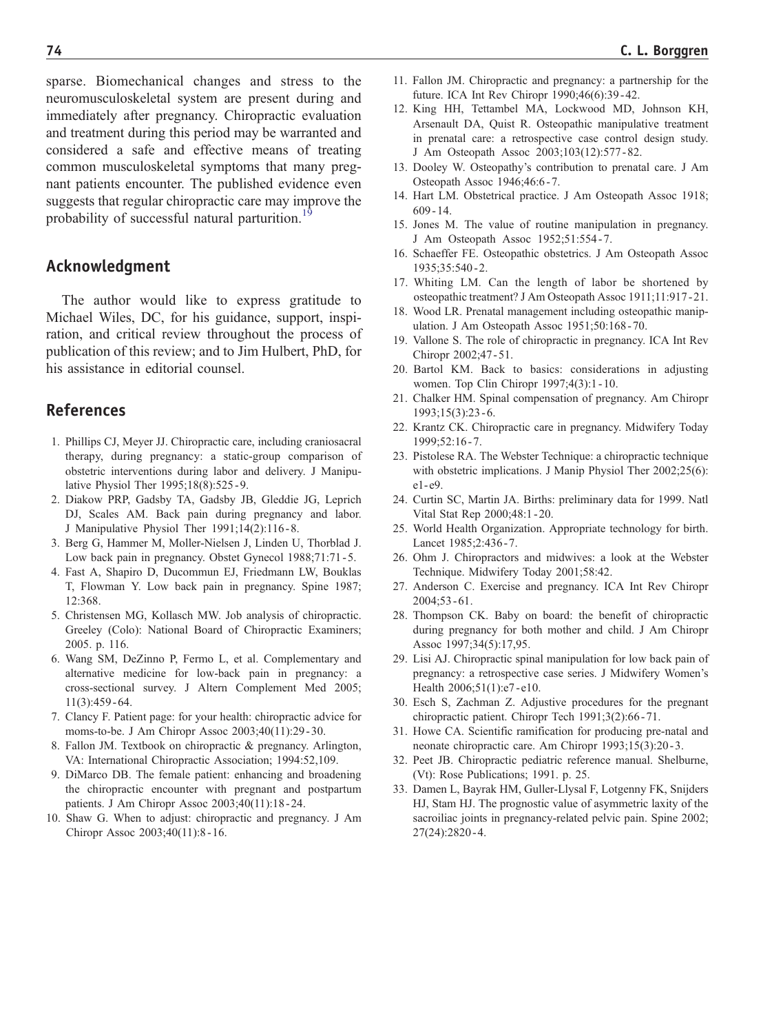sparse. Biomechanical changes and stress to the neuromusculoskeletal system are present during and immediately after pregnancy. Chiropractic evaluation and treatment during this period may be warranted and considered a safe and effective means of treating common musculoskeletal symptoms that many pregnant patients encounter. The published evidence even suggests that regular chiropractic care may improve the probability of successful natural parturition.[19]

## Acknowledgment

The author would like to express gratitude to Michael Wiles, DC, for his guidance, support, inspiration, and critical review throughout the process of publication of this review; and to Jim Hulbert, PhD, for his assistance in editorial counsel.

## References

1. Phillips CJ, Meyer JJ. Chiropractic care, including craniosacral therapy, during pregnancy: a static-group comparison of obstetric interventions during labor and delivery. J Manipulative Physiol Ther 1995;18(8):525-9.
2. Diakow PRP, Gadsby TA, Gadsby JB, Gleddie JG, Leprich DJ, Scales AM. Back pain during pregnancy and labor. J Manipulative Physiol Ther 1991;14(2):116-8.
3. Berg G, Hammer M, Moller-Nielsen J, Linden U, Thorblad J. Low back pain in pregnancy. Obstet Gynecol 1988;71:71-5.
4. Fast A, Shapiro D, Ducommun EJ, Friedmann LW, Bouklas T, Flowman Y. Low back pain in pregnancy. Spine 1987; 12:368.
5. Christensen MG, Kollasch MW. Job analysis of chiropractic. Greeley (Colo): National Board of Chiropractic Examiners; 2005. p. 116.
6. Wang SM, DeZinno P, Fermo L, et al. Complementary and alternative medicine for low-back pain in pregnancy: a cross-sectional survey. J Altern Complement Med 2005; 11(3):459-64.
7. Clancy F. Patient page: for your health: chiropractic advice for moms-to-be. J Am Chiropr Assoc 2003;40(11):29-30.
8. Fallon JM. Textbook on chiropractic & pregnancy. Arlington, VA: International Chiropractic Association; 1994:52,109.
9. DiMarco DB. The female patient: enhancing and broadening the chiropractic encounter with pregnant and postpartum patients. J Am Chiropr Assoc 2003;40(11):18-24.
10. Shaw G. When to adjust: chiropractic and pregnancy. J Am Chiropr Assoc 2003;40(11):8-16.
11. Fallon JM. Chiropractic and pregnancy: a partnership for the future. ICA Int Rev Chiropr 1990;46(6):39-42.
12. King HH, Tettambel MA, Lockwood MD, Johnson KH, Arsenault DA, Quist R. Osteopathic manipulative treatment in prenatal care: a retrospective case control design study. J Am Osteopath Assoc 2003;103(12):577-82.
13. Dooley W. Osteopathy's contribution to prenatal care. J Am Osteopath Assoc 1946;46:6-7.
14. Hart LM. Obstetrical practice. J Am Osteopath Assoc 1918; 609-14.
15. Jones M. The value of routine manipulation in pregnancy. J Am Osteopath Assoc 1952;51:554-7.
16. Schaeffer FE. Osteopathic obstetrics. J Am Osteopath Assoc 1935;35:540-2.
17. Whiting LM. Can the length of labor be shortened by osteopathic treatment? J Am Osteopath Assoc 1911;11:917-21.
18. Wood LR. Prenatal management including osteopathic manipulation. J Am Osteopath Assoc 1951;50:168-70.
19. Vallone S. The role of chiropractic in pregnancy. ICA Int Rev Chiropr 2002;47-51.
20. Bartol KM. Back to basics: considerations in adjusting women. Top Clin Chiropr 1997;4(3):1-10.
21. Chalker HM. Spinal compensation of pregnancy. Am Chiropr 1993;15(3):23-6.
22. Krantz CK. Chiropractic care in pregnancy. Midwifery Today 1999;52:16-7.
23. Pistolese RA. The Webster Technique: a chiropractic technique with obstetric implications. J Manip Physiol Ther 2002;25(6): e1-e9.
24. Curtin SC, Martin JA. Births: preliminary data for 1999. Natl Vital Stat Rep 2000;48:1-20.
25. World Health Organization. Appropriate technology for birth. Lancet 1985;2:436-7.
26. Ohm J. Chiropractors and midwives: a look at the Webster Technique. Midwifery Today 2001;58:42.
27. Anderson C. Exercise and pregnancy. ICA Int Rev Chiropr 2004;53-61.
28. Thompson CK. Baby on board: the benefit of chiropractic during pregnancy for both mother and child. J Am Chiropr Assoc 1997;34(5):17,95.
29. Lisi AJ. Chiropractic spinal manipulation for low back pain of pregnancy: a retrospective case series. J Midwifery Women's Health 2006;51(1):e7-e10.
30. Esch S, Zachman Z. Adjustive procedures for the pregnant chiropractic patient. Chiropr Tech 1991;3(2):66-71.
31. Howe CA. Scientific ramification for producing pre-natal and neonate chiropractic care. Am Chiropr 1993;15(3):20-3.
32. Peet JB. Chiropractic pediatric reference manual. Shelburne, (Vt): Rose Publications; 1991. p. 25.
33. Damen L, Bayrak HM, Guller-Llysal F, Lotgenny FK, Snijders HJ, Stam HJ. The prognostic value of asymmetric laxity of the sacroiliac joints in pregnancy-related pelvic pain. Spine 2002; 27(24):2820-4.